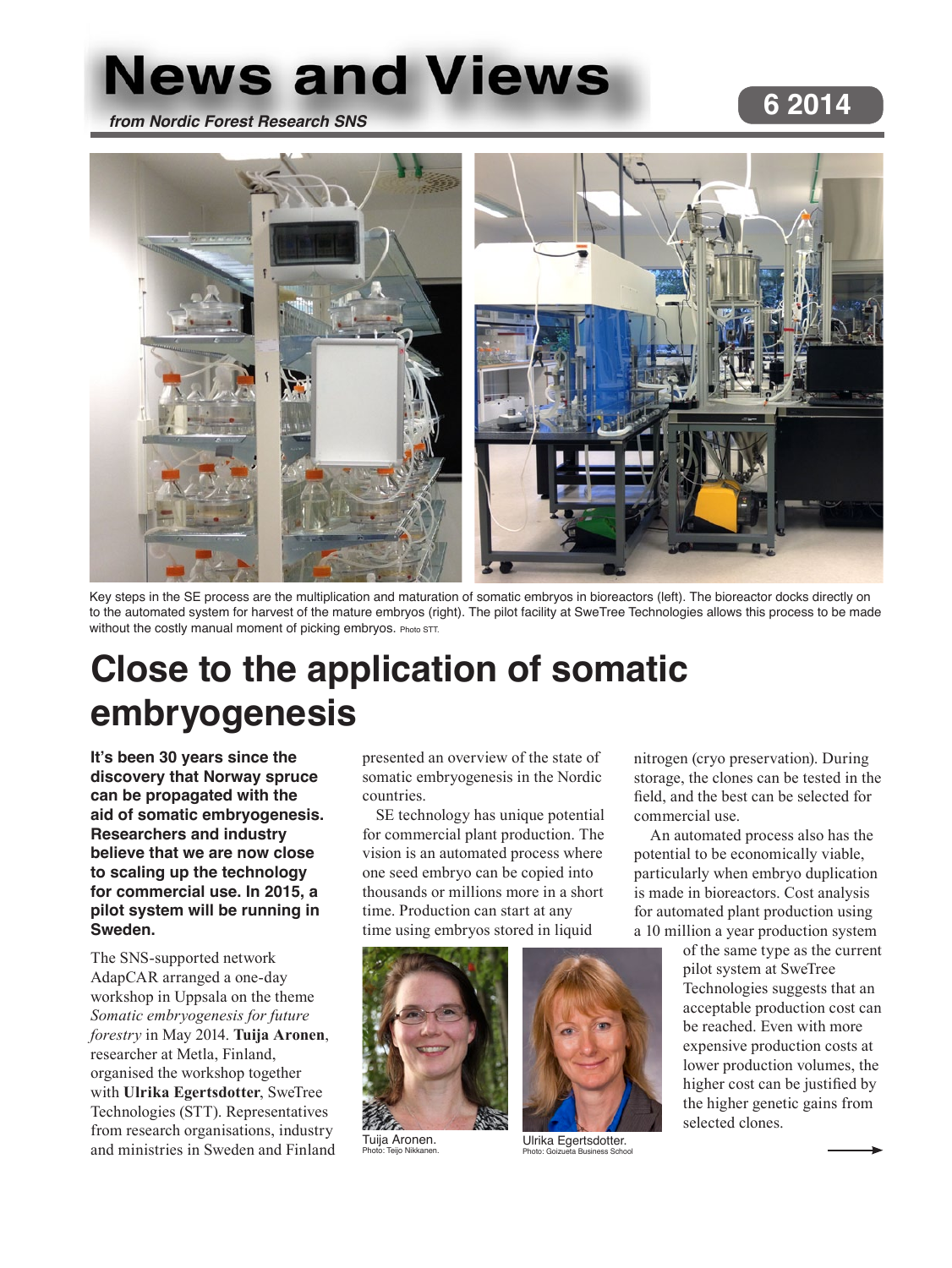# News and Views

*from Nordic Forest Research SNS*

**6 2014**

Key steps in the SE process are the multiplication and maturation of somatic embryos in bioreactors (left). The bioreactor docks directly on to the automated system for harvest of the mature embryos (right). The pilot facility at SweTree Technologies allows this process to be made without the costly manual moment of picking embryos. Photo STT.

# Close to the application of somatic embryogenesis

**It's been 30 years since the discovery that Norway spruce can be propagated with the aid of somatic embryogenesis. Researchers and industry believe that we are now close to scaling up the technology for commercial use. In 2015, a pilot system will be running in Sweden.**

The SNS-supported network AdapCAR arranged a one-day workshop in Uppsala on the theme *Somatic embryogenesis for future forestry* in May 2014. **Tuija Aronen**, researcher at Metla, Finland, organised the workshop together with **Ulrika Egertsdotter**, SweTree Technologies (STT). Representatives from research organisations, industry and ministries in Sweden and Finland presented an overview of the state of somatic embryogenesis in the Nordic countries.

SE technology has unique potential for commercial plant production. The vision is an automated process where one seed embryo can be copied into thousands or millions more in a short time. Production can start at any time using embryos stored in liquid nitrogen (cryo preservation). During storage, the clones can be tested in the field, and the best can be selected for commercial use.

An automated process also has the potential to be economically viable, particularly when embryo duplication is made in bioreactors. Cost analysis for automated plant production using a 10 million a year production system of the same type as the current pilot system at SweTree Technologies suggests that an acceptable production cost can be reached. Even with more expensive production costs at lower production volumes, the higher cost can be justified by the higher genetic gains from selected clones.

Tuija Aronen. Photo: Teijo Nikkanen.

Ulrika Egertsdotter. Photo: Goizueta Business School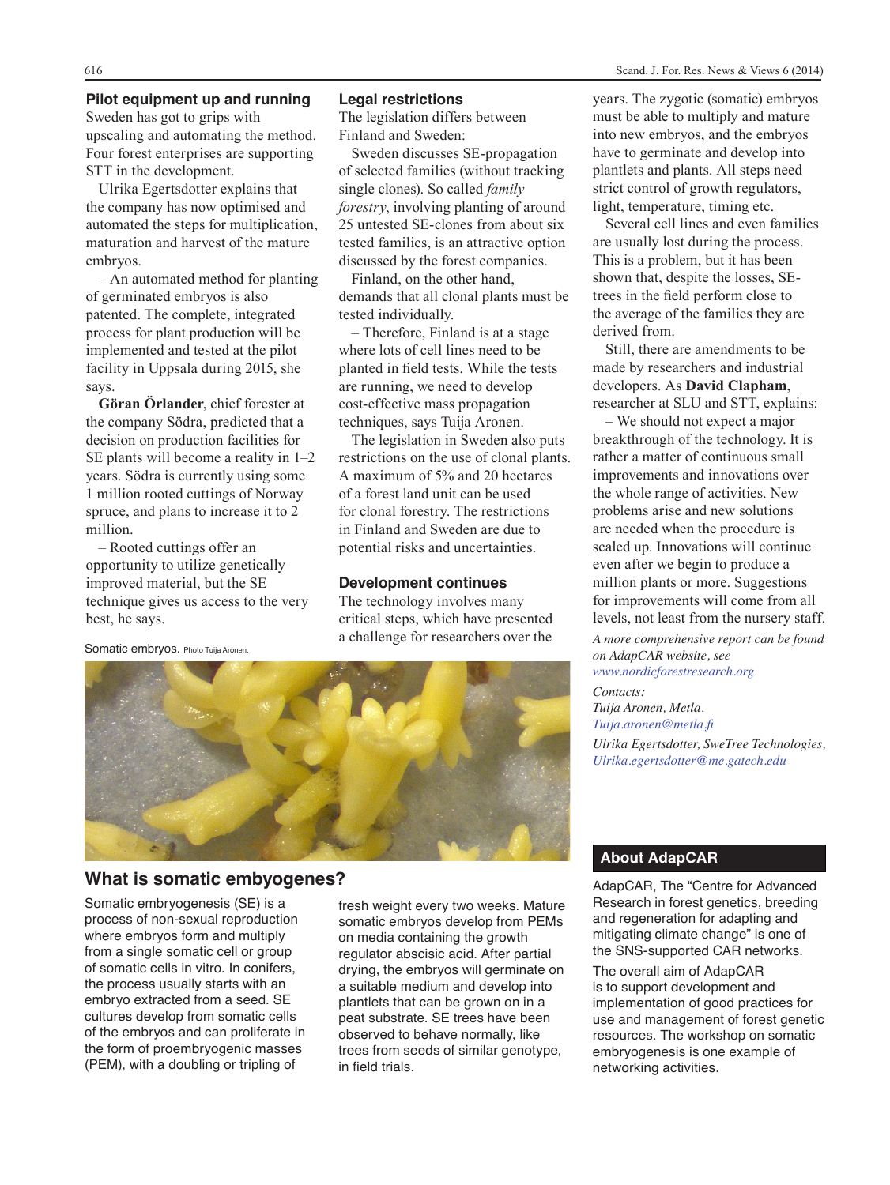### Pilot equipment up and running

Sweden has got to grips with upscaling and automating the method. Four forest enterprises are supporting STT in the development.

Ulrika Egertsdotter explains that the company has now optimised and automated the steps for multiplication, maturation and harvest of the mature embryos.

– An automated method for planting of germinated embryos is also patented. The complete, integrated process for plant production will be implemented and tested at the pilot facility in Uppsala during 2015, she says.

**Göran Örlander**, chief forester at the company Södra, predicted that a decision on production facilities for SE plants will become a reality in 1–2 years. Södra is currently using some 1 million rooted cuttings of Norway spruce, and plans to increase it to 2 million.

– Rooted cuttings offer an opportunity to utilize genetically improved material, but the SE technique gives us access to the very best, he says.

### Legal restrictions

The legislation differs between Finland and Sweden:

Sweden discusses SE-propagation of selected families (without tracking single clones). So called *family forestry*, involving planting of around 25 untested SE-clones from about six tested families, is an attractive option discussed by the forest companies.

Finland, on the other hand, demands that all clonal plants must be tested individually.

– Therefore, Finland is at a stage where lots of cell lines need to be planted in field tests. While the tests are running, we need to develop cost-effective mass propagation techniques, says Tuija Aronen.

The legislation in Sweden also puts restrictions on the use of clonal plants. A maximum of 5% and 20 hectares of a forest land unit can be used for clonal forestry. The restrictions in Finland and Sweden are due to potential risks and uncertainties.

### Development continues

The technology involves many critical steps, which have presented a challenge for researchers over the years. The zygotic (somatic) embryos must be able to multiply and mature into new embryos, and the embryos have to germinate and develop into plantlets and plants. All steps need strict control of growth regulators, light, temperature, timing etc.

Several cell lines and even families are usually lost during the process. This is a problem, but it has been shown that, despite the losses, SE-trees in the field perform close to the average of the families they are derived from.

Still, there are amendments to be made by researchers and industrial developers. As **David Clapham**, researcher at SLU and STT, explains:

– We should not expect a major breakthrough of the technology. It is rather a matter of continuous small improvements and innovations over the whole range of activities. New problems arise and new solutions are needed when the procedure is scaled up. Innovations will continue even after we begin to produce a million plants or more. Suggestions for improvements will come from all levels, not least from the nursery staff.

*A more comprehensive report can be found on AdapCAR website, see www.nordicforestresearch.org*

*Contacts:*
*Tuija Aronen, Metla.*
*Tuija.aronen@metla.fi*

*Ulrika Egertsdotter, SweTree Technologies,*
*Ulrika.egertsdotter@me.gatech.edu*

Somatic embryos. Photo Tuija Aronen.

### What is somatic embyogenes?

Somatic embryogenesis (SE) is a process of non-sexual reproduction where embryos form and multiply from a single somatic cell or group of somatic cells in vitro. In conifers, the process usually starts with an embryo extracted from a seed. SE cultures develop from somatic cells of the embryos and can proliferate in the form of proembryogenic masses (PEM), with a doubling or tripling of fresh weight every two weeks. Mature somatic embryos develop from PEMs on media containing the growth regulator abscisic acid. After partial drying, the embryos will germinate on a suitable medium and develop into plantlets that can be grown on in a peat substrate. SE trees have been observed to behave normally, like trees from seeds of similar genotype, in field trials.

### About AdapCAR

AdapCAR, The “Centre for Advanced Research in forest genetics, breeding and regeneration for adapting and mitigating climate change” is one of the SNS-supported CAR networks.

The overall aim of AdapCAR is to support development and implementation of good practices for use and management of forest genetic resources. The workshop on somatic embryogenesis is one example of networking activities.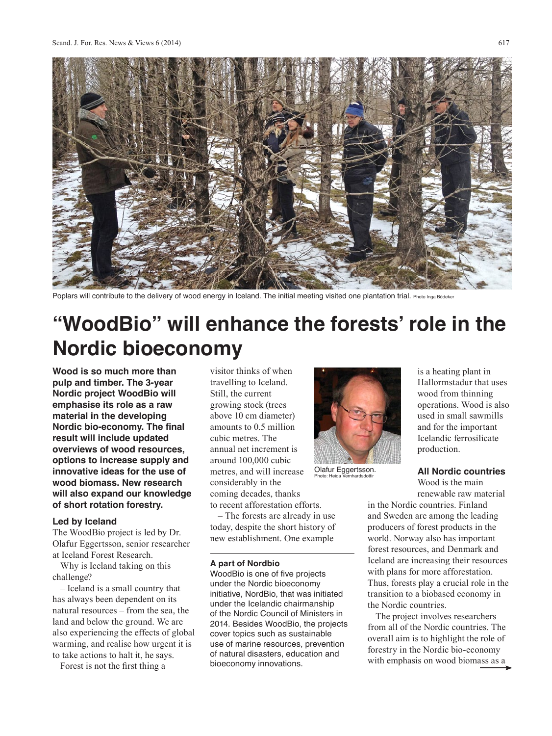Poplars will contribute to the delivery of wood energy in Iceland. The initial meeting visited one plantation trial. Photo Inga Bödeker

# "WoodBio" will enhance the forests' role in the Nordic bioeconomy

**Wood is so much more than pulp and timber. The 3-year Nordic project WoodBio will emphasise its role as a raw material in the developing Nordic bio-economy. The final result will include updated overviews of wood resources, options to increase supply and innovative ideas for the use of wood biomass. New research will also expand our knowledge of short rotation forestry.**

### Led by Iceland

The WoodBio project is led by Dr. Olafur Eggertsson, senior researcher at Iceland Forest Research.

Why is Iceland taking on this challenge?

– Iceland is a small country that has always been dependent on its natural resources – from the sea, the land and below the ground. We are also experiencing the effects of global warming, and realise how urgent it is to take actions to halt it, he says.

Forest is not the first thing a visitor thinks of when travelling to Iceland. Still, the current growing stock (trees above 10 cm diameter) amounts to 0.5 million cubic metres. The annual net increment is around 100,000 cubic metres, and will increase considerably in the coming decades, thanks to recent afforestation efforts.

– The forests are already in use today, despite the short history of new establishment. One example is a heating plant in Hallormstadur that uses wood from thinning operations. Wood is also used in small sawmills and for the important Icelandic ferrosilicate production.

Olafur Eggertsson. Photo: Heida Vernhardsdottir

### A part of Nordbio

WoodBio is one of five projects under the Nordic bioeconomy initiative, NordBio, that was initiated under the Icelandic chairmanship of the Nordic Council of Ministers in 2014. Besides WoodBio, the projects cover topics such as sustainable use of marine resources, prevention of natural disasters, education and bioeconomy innovations.

### All Nordic countries

Wood is the main renewable raw material in the Nordic countries. Finland and Sweden are among the leading producers of forest products in the world. Norway also has important forest resources, and Denmark and Iceland are increasing their resources with plans for more afforestation. Thus, forests play a crucial role in the transition to a biobased economy in the Nordic countries.

The project involves researchers from all of the Nordic countries. The overall aim is to highlight the role of forestry in the Nordic bio-economy with emphasis on wood biomass as a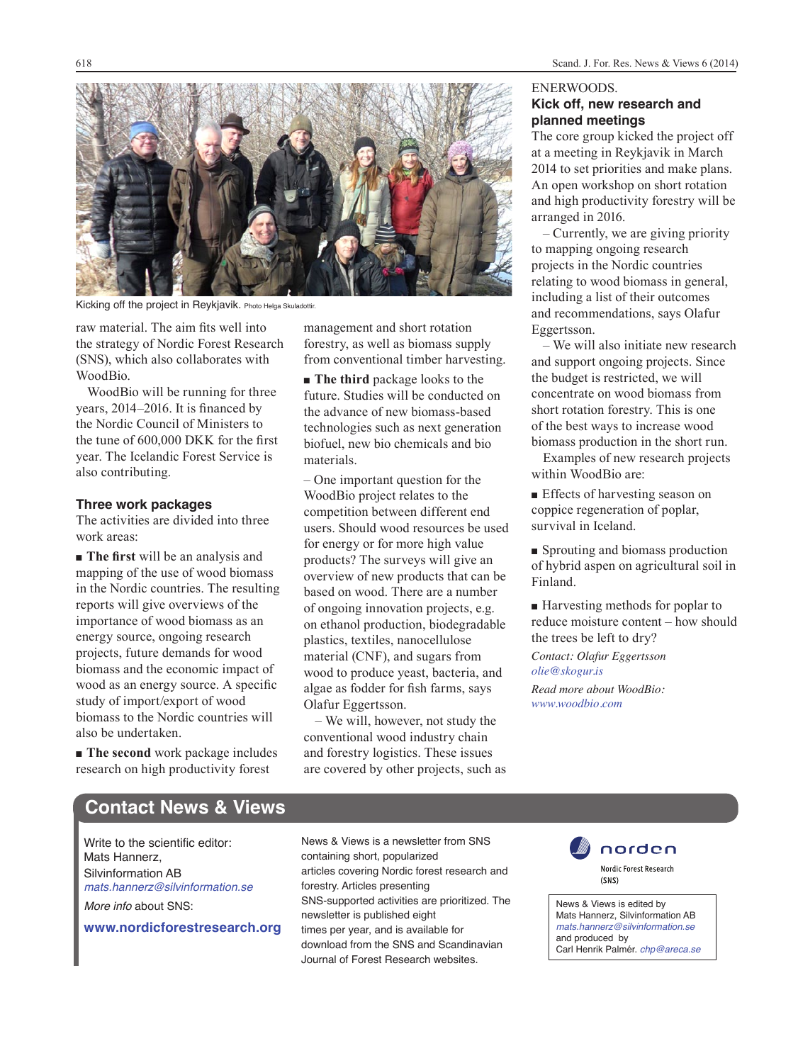Kicking off the project in Reykjavik. Photo Helga Skuladottir.

raw material. The aim fits well into the strategy of Nordic Forest Research (SNS), which also collaborates with WoodBio.

WoodBio will be running for three years, 2014–2016. It is financed by the Nordic Council of Ministers to the tune of 600,000 DKK for the first year. The Icelandic Forest Service is also contributing.

### Three work packages

The activities are divided into three work areas:

■ **The first** will be an analysis and mapping of the use of wood biomass in the Nordic countries. The resulting reports will give overviews of the importance of wood biomass as an energy source, ongoing research projects, future demands for wood biomass and the economic impact of wood as an energy source. A specific study of import/export of wood biomass to the Nordic countries will also be undertaken.

■ **The second** work package includes research on high productivity forest management and short rotation forestry, as well as biomass supply from conventional timber harvesting.

■ **The third** package looks to the future. Studies will be conducted on the advance of new biomass-based technologies such as next generation biofuel, new bio chemicals and bio materials.

– One important question for the WoodBio project relates to the competition between different end users. Should wood resources be used for energy or for more high value products? The surveys will give an overview of new products that can be based on wood. There are a number of ongoing innovation projects, e.g. on ethanol production, biodegradable plastics, textiles, nanocellulose material (CNF), and sugars from wood to produce yeast, bacteria, and algae as fodder for fish farms, says Olafur Eggertsson.

– We will, however, not study the conventional wood industry chain and forestry logistics. These issues are covered by other projects, such as ENERWOODS.

### Kick off, new research and planned meetings

The core group kicked the project off at a meeting in Reykjavik in March 2014 to set priorities and make plans. An open workshop on short rotation and high productivity forestry will be arranged in 2016.

– Currently, we are giving priority to mapping ongoing research projects in the Nordic countries relating to wood biomass in general, including a list of their outcomes and recommendations, says Olafur Eggertsson.

– We will also initiate new research and support ongoing projects. Since the budget is restricted, we will concentrate on wood biomass from short rotation forestry. This is one of the best ways to increase wood biomass production in the short run.

Examples of new research projects within WoodBio are:

■ Effects of harvesting season on coppice regeneration of poplar, survival in Iceland.

■ Sprouting and biomass production of hybrid aspen on agricultural soil in Finland.

■ Harvesting methods for poplar to reduce moisture content – how should the trees be left to dry?

*Contact: Olafur Eggertsson*
*olie@skogur.is*

*Read more about WoodBio:*
*www.woodbio.com*

## Contact News & Views

Write to the scientific editor:
Mats Hannerz,
Silvinformation AB
*mats.hannerz@silvinformation.se*

*More info* about SNS:

**www.nordicforestresearch.org**

News & Views is a newsletter from SNS containing short, popularized articles covering Nordic forest research and forestry. Articles presenting SNS-supported activities are prioritized. The newsletter is published eight times per year, and is available for download from the SNS and Scandinavian Journal of Forest Research websites.

norden
Nordic Forest Research
(SNS)

News & Views is edited by
Mats Hannerz, Silvinformation AB
*mats.hannerz@silvinformation.se*
and produced by
Carl Henrik Palmér. *chp@areca.se*